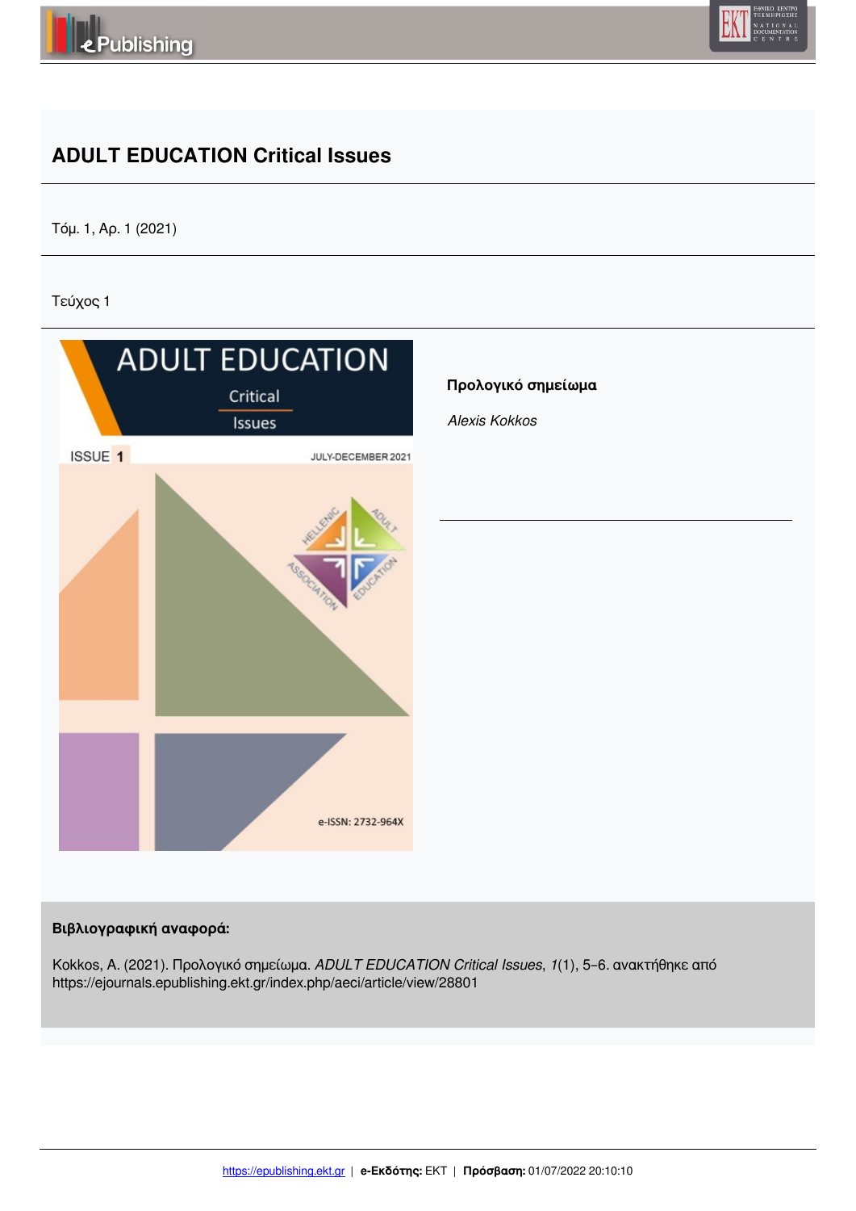# ADULT EDUCATION Critical Issues

Τόμ. 1, Αρ. 1 (2021)

Τεύχος 1

**Προλογικό σημείωμα**

*Alexis Kokkos*

**Βιβλιογραφική αναφορά:**

Kokkos, A. (2021). Προλογικό σημείωμα. *ADULT EDUCATION Critical Issues*, *1*(1), 5–6. ανακτήθηκε από https://ejournals.epublishing.ekt.gr/index.php/aeci/article/view/28801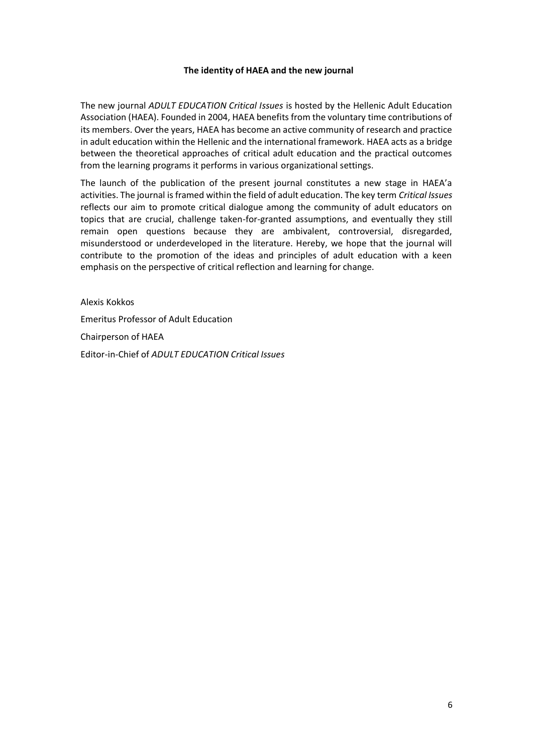**The identity of HAEA and the new journal**

The new journal *ADULT EDUCATION Critical Issues* is hosted by the Hellenic Adult Education Association (HAEA). Founded in 2004, HAEA benefits from the voluntary time contributions of its members. Over the years, HAEA has become an active community of research and practice in adult education within the Hellenic and the international framework. HAEA acts as a bridge between the theoretical approaches of critical adult education and the practical outcomes from the learning programs it performs in various organizational settings.

The launch of the publication of the present journal constitutes a new stage in HAEA'a activities. The journal is framed within the field of adult education. The key term *Critical Issues* reflects our aim to promote critical dialogue among the community of adult educators on topics that are crucial, challenge taken-for-granted assumptions, and eventually they still remain open questions because they are ambivalent, controversial, disregarded, misunderstood or underdeveloped in the literature. Hereby, we hope that the journal will contribute to the promotion of the ideas and principles of adult education with a keen emphasis on the perspective of critical reflection and learning for change.

Alexis Kokkos

Emeritus Professor of Adult Education

Chairperson of HAEA

Editor-in-Chief of *ADULT EDUCATION Critical Issues*